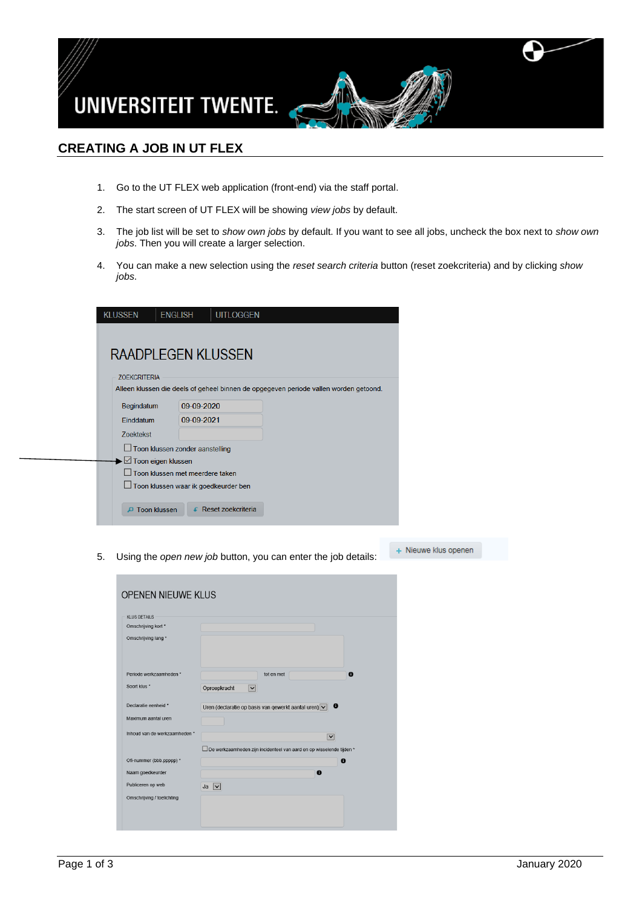# CREATING A JOB IN UT FLEX

1. Go to the UT FLEX web application (front-end) via the staff portal.

2. The start screen of UT FLEX will be showing *view jobs* by default.

3. The job list will be set to *show own jobs* by default. If you want to see all jobs, uncheck the box next to *show own jobs*. Then you will create a larger selection.

4. You can make a new selection using the *reset search criteria* button (reset zoekcriteria) and by clicking *show jobs*.

KLUSSEN | ENGLISH | UITLOGGEN

RAADPLEGEN KLUSSEN

ZOEKCRITERIA

Alleen klussen die deels of geheel binnen de opgegeven periode vallen worden getoond.

Begindatum 09-09-2020

Einddatum 09-09-2021

Zoektekst

☐ Toon klussen zonder aanstelling

☑ Toon eigen klussen

☐ Toon klussen met meerdere taken

☐ Toon klussen waar ik goedkeurder ben

Toon klussen | Reset zoekcriteria

5. Using the *open new job* button, you can enter the job details:

\+ Nieuwe klus openen

OPENEN NIEUWE KLUS

KLUS DETAILS

Omschrijving kort *

Omschrijving lang *

Periode werkzaamheden * tot en met

Soort klus * Oproepkracht

Declaratie eenheid * Uren (declaratie op basis van gewerkt aantal uren)

Maximum aantal uren

Inhoud van de werkzaamheden *

☐ De werkzaamheden zijn incidenteel van aard en op wisselende tijden *

Ofi-nummer (bbb.ppppp) *

Naam goedkeurder

Publiceren op web Ja

Omschrijving / toelichting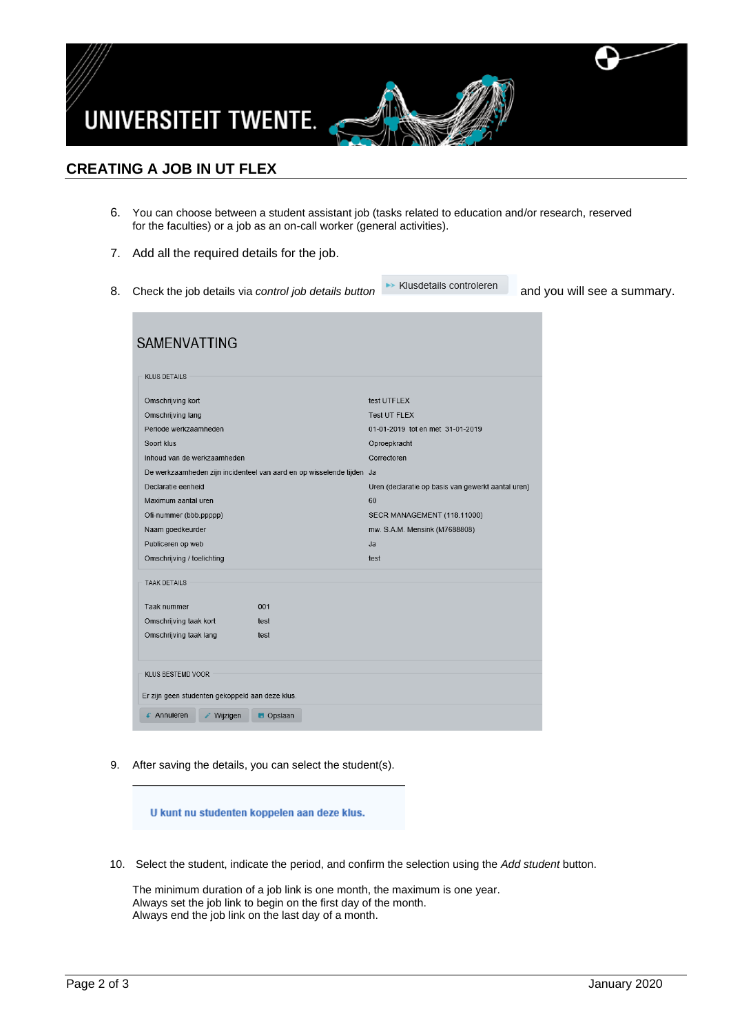## CREATING A JOB IN UT FLEX

6. You can choose between a student assistant job (tasks related to education and/or research, reserved for the faculties) or a job as an on-call worker (general activities).

7. Add all the required details for the job.

8. Check the job details via *control job details button* ▸▸ Klusdetails controleren and you will see a summary.

SAMENVATTING

KLUS DETAILS

| | |
|---|---|
| Omschrijving kort | test UTFLEX |
| Omschrijving lang | Test UT FLEX |
| Periode werkzaamheden | 01-01-2019 tot en met 31-01-2019 |
| Soort klus | Oproepkracht |
| Inhoud van de werkzaamheden | Correctoren |
| De werkzaamheden zijn incidenteel van aard en op wisselende tijden | Ja |
| Declaratie eenheid | Uren (declaratie op basis van gewerkt aantal uren) |
| Maximum aantal uren | 60 |
| Ofi-nummer (bbb.ppppp) | SECR MANAGEMENT (118.11000) |
| Naam goedkeurder | mw. S.A.M. Mensink (M7688808) |
| Publiceren op web | Ja |
| Omschrijving / toelichting | test |

TAAK DETAILS

| | |
|---|---|
| Taak nummer | 001 |
| Omschrijving taak kort | test |
| Omschrijving taak lang | test |

KLUS BESTEMD VOOR

Er zijn geen studenten gekoppeld aan deze klus.

Annuleren | Wijzigen | Opslaan

9. After saving the details, you can select the student(s).

**U kunt nu studenten koppelen aan deze klus.**

10. Select the student, indicate the period, and confirm the selection using the *Add student* button.

    The minimum duration of a job link is one month, the maximum is one year.
    Always set the job link to begin on the first day of the month.
    Always end the job link on the last day of a month.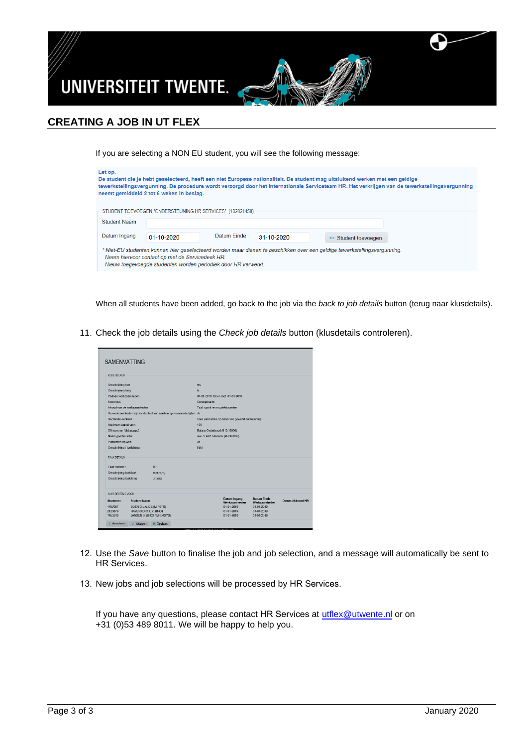## CREATING A JOB IN UT FLEX

If you are selecting a NON EU student, you will see the following message:

Let op.
De student die je hebt geselecteerd, heeft een niet Europese nationaliteit. De student mag uitsluitend werken met een geldige tewerkstellingsvergunning. De procedure wordt verzorgd door het Internationale Serviceteam HR. Het verkrijgen van de tewerkstellingsvergunning neemt gemiddeld 2 tot 6 weken in beslag.

STUDENT TOEVOEGEN "ONDERSTEUNING HR SERVICES" (102021458)

Student Naam

Datum Ingang 01-10-2020 Datum Einde 31-10-2020 Student toevoegen

* Niet-EU studenten kunnen hier geselecteerd worden maar dienen te beschikken over een geldige tewerkstellingsvergunning.
Neem hiervoor contact op met de Servicedesk HR.
Nieuw toegevoegde studenten worden periodiek door HR verwerkt.

When all students have been added, go back to the job via the *back to job details* button (terug naar klusdetails).

11. Check the job details using the *Check job details* button (klusdetails controleren).

SAMENVATTING

KLUS DETAILS

| | |
|---|---|
| Omschrijving kort | tss |
| Omschrijving lang | ts |
| Periode werkzaamheden | 01-01-2019 tot en met 31-01-2019 |
| Soort klus | Oproepkracht |
| Inhoud van de werkzaamheden | Taal, sport, en muziekdocenten |
| De werkzaamheden zijn incidenteel van aard en op wisselende tijden | Ja |
| Declaratie eenheid | Uren (declaratie op basis van gewerkt aantal uren) |
| Maximum aantal uren | 100 |
| Ofi-nummer (bbb.pppp) | Balans Onderhoud (610.10000) |
| Naam goedkeurder | mw. S.A.M. Mensink (M7600000) |
| Publiceren op web | Ja |
| Omschrijving / toelichting | lldkl |

TAAK DETAILS

| | |
|---|---|
| Taak nummer | 001 |
| Omschrijving taak kort | mm,m,m, |
| Omschrijving taak lang | ,m,mkj |

KLUS BESTEMD VOOR

| Studentnr. | Student Naam | Datum Ingang Werkzaamheden | Datum Einde Werkzaamheden | Datum Akkoord HR |
|---|---|---|---|---|
| 1757667 | BOER G.L.A. DE (M-PSTS) | 01-01-2019 | 31-01-2019 | |
| 2120879 | HAVERKORT L.Y. (B-ID) | 01-01-2019 | 31-01-2019 | |
| 1453513 | JANSEN B. (B-CS / M-EMSYS) | 01-01-2019 | 31-01-2019 | |

Annuleren | Wijzigen | Opslaan

12. Use the *Save* button to finalise the job and job selection, and a message will automatically be sent to HR Services.

13. New jobs and job selections will be processed by HR Services.

If you have any questions, please contact HR Services at utflex@utwente.nl or on +31 (0)53 489 8011. We will be happy to help you.